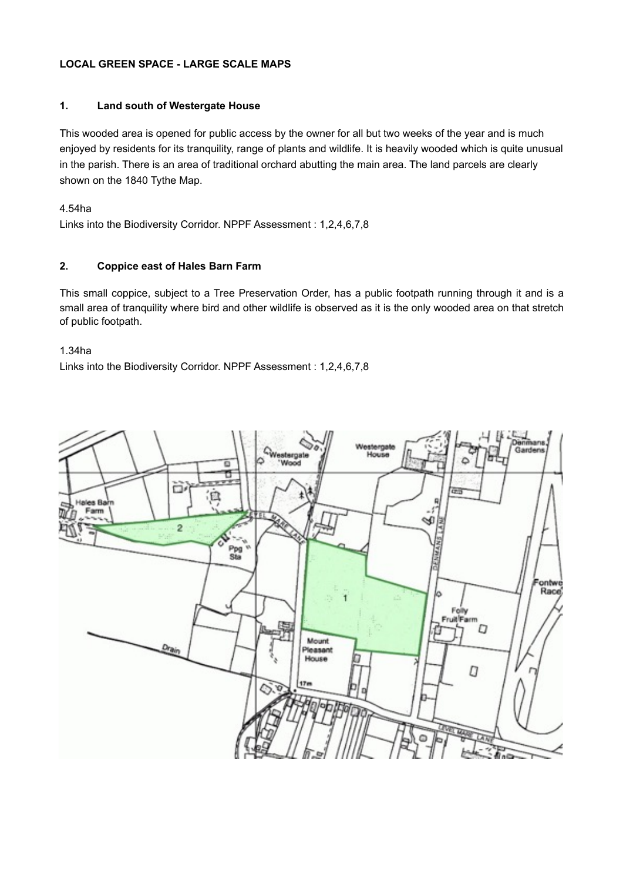**LOCAL GREEN SPACE - LARGE SCALE MAPS**

## 1. Land south of Westergate House

This wooded area is opened for public access by the owner for all but two weeks of the year and is much enjoyed by residents for its tranquility, range of plants and wildlife. It is heavily wooded which is quite unusual in the parish. There is an area of traditional orchard abutting the main area. The land parcels are clearly shown on the 1840 Tythe Map.

4.54ha

Links into the Biodiversity Corridor. NPPF Assessment : 1,2,4,6,7,8

## 2. Coppice east of Hales Barn Farm

This small coppice, subject to a Tree Preservation Order, has a public footpath running through it and is a small area of tranquility where bird and other wildlife is observed as it is the only wooded area on that stretch of public footpath.

1.34ha

Links into the Biodiversity Corridor. NPPF Assessment : 1,2,4,6,7,8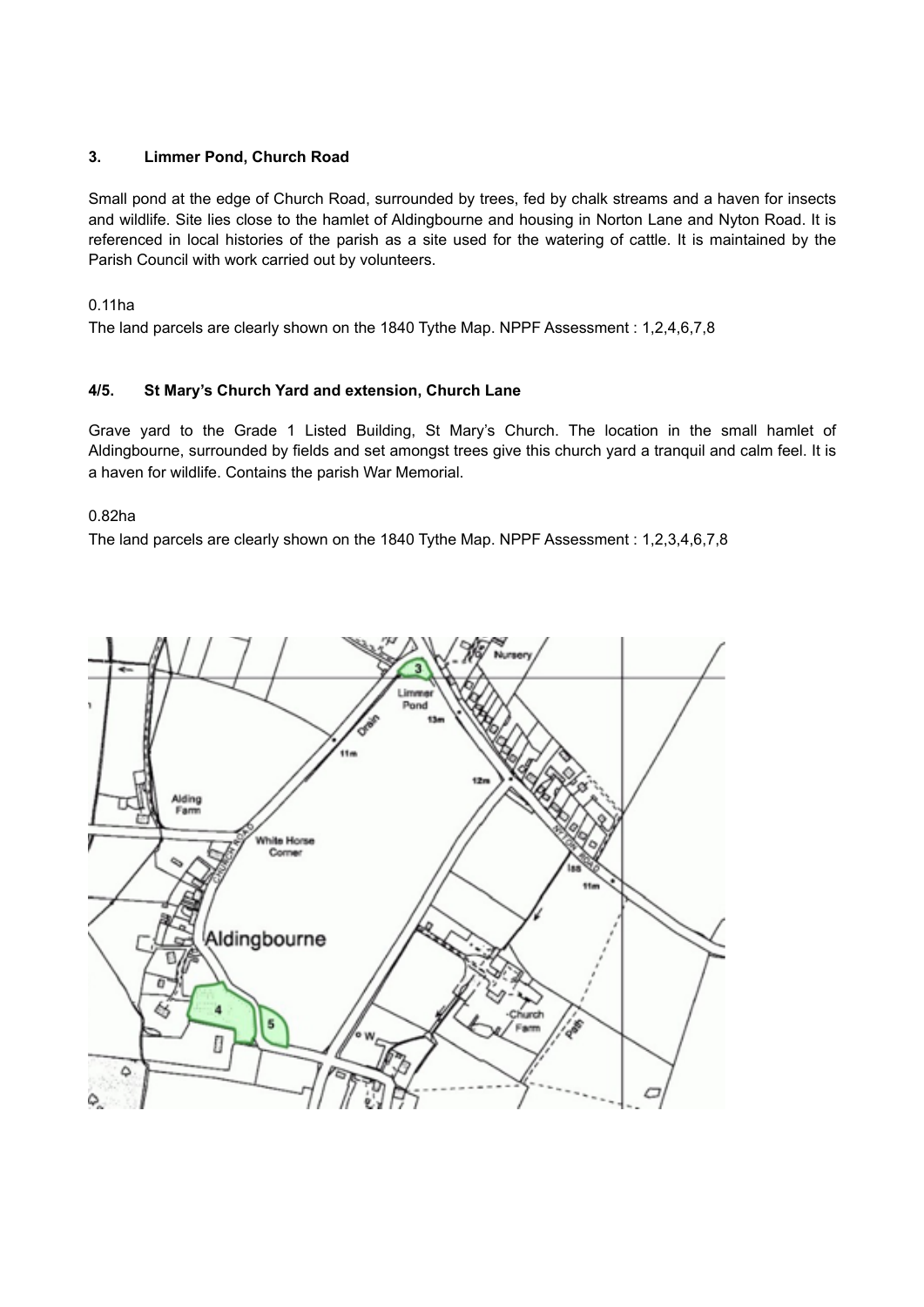### 3. Limmer Pond, Church Road

Small pond at the edge of Church Road, surrounded by trees, fed by chalk streams and a haven for insects and wildlife. Site lies close to the hamlet of Aldingbourne and housing in Norton Lane and Nyton Road. It is referenced in local histories of the parish as a site used for the watering of cattle. It is maintained by the Parish Council with work carried out by volunteers.

0.11ha

The land parcels are clearly shown on the 1840 Tythe Map. NPPF Assessment : 1,2,4,6,7,8

### 4/5. St Mary's Church Yard and extension, Church Lane

Grave yard to the Grade 1 Listed Building, St Mary's Church. The location in the small hamlet of Aldingbourne, surrounded by fields and set amongst trees give this church yard a tranquil and calm feel. It is a haven for wildlife. Contains the parish War Memorial.

0.82ha

The land parcels are clearly shown on the 1840 Tythe Map. NPPF Assessment : 1,2,3,4,6,7,8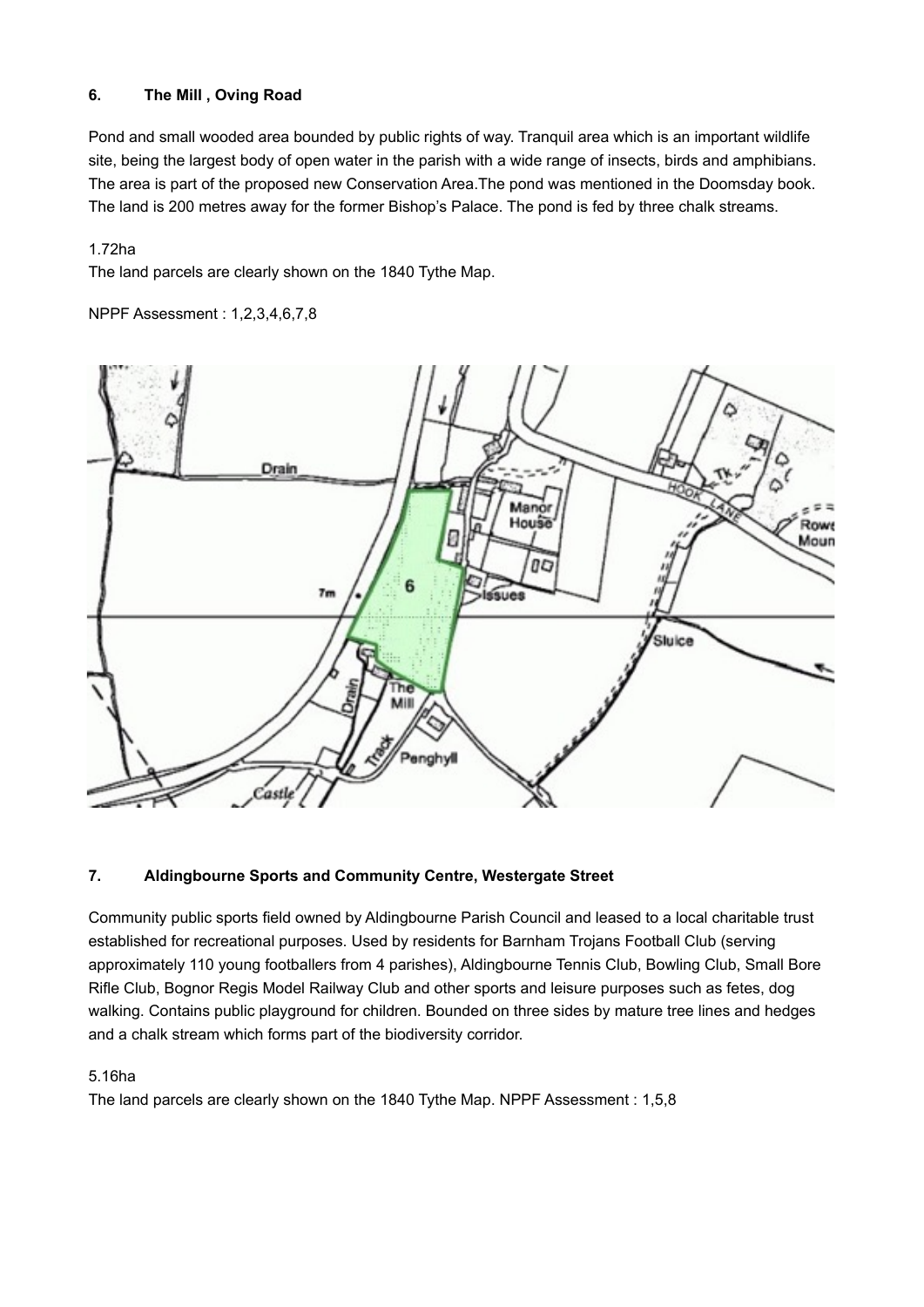**6. The Mill , Oving Road**

Pond and small wooded area bounded by public rights of way. Tranquil area which is an important wildlife site, being the largest body of open water in the parish with a wide range of insects, birds and amphibians. The area is part of the proposed new Conservation Area.The pond was mentioned in the Doomsday book. The land is 200 metres away for the former Bishop's Palace. The pond is fed by three chalk streams.

1.72ha

The land parcels are clearly shown on the 1840 Tythe Map.

NPPF Assessment : 1,2,3,4,6,7,8

**7. Aldingbourne Sports and Community Centre, Westergate Street**

Community public sports field owned by Aldingbourne Parish Council and leased to a local charitable trust established for recreational purposes. Used by residents for Barnham Trojans Football Club (serving approximately 110 young footballers from 4 parishes), Aldingbourne Tennis Club, Bowling Club, Small Bore Rifle Club, Bognor Regis Model Railway Club and other sports and leisure purposes such as fetes, dog walking. Contains public playground for children. Bounded on three sides by mature tree lines and hedges and a chalk stream which forms part of the biodiversity corridor.

5.16ha

The land parcels are clearly shown on the 1840 Tythe Map. NPPF Assessment : 1,5,8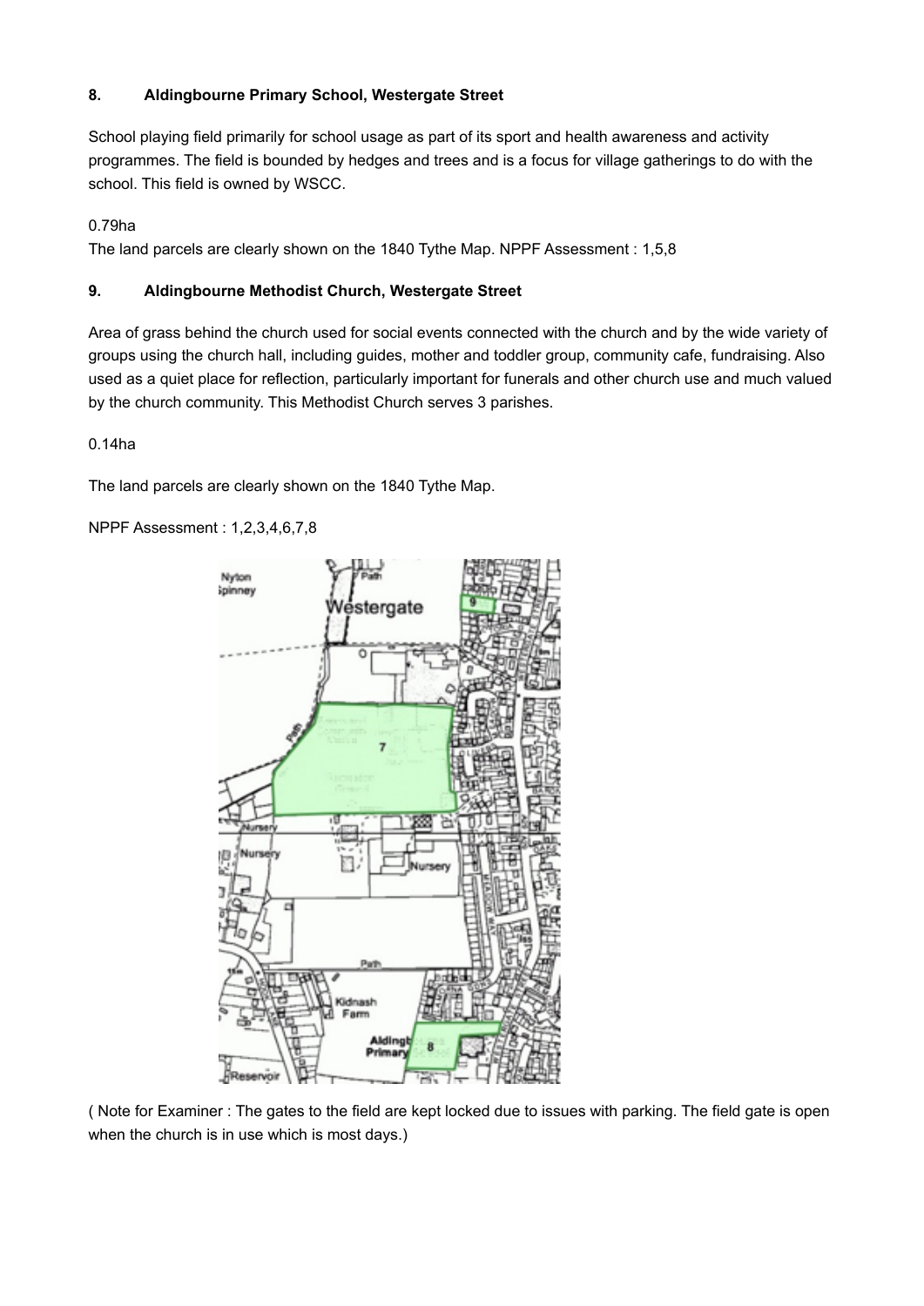### 8. Aldingbourne Primary School, Westergate Street

School playing field primarily for school usage as part of its sport and health awareness and activity programmes. The field is bounded by hedges and trees and is a focus for village gatherings to do with the school. This field is owned by WSCC.

0.79ha

The land parcels are clearly shown on the 1840 Tythe Map. NPPF Assessment : 1,5,8

### 9. Aldingbourne Methodist Church, Westergate Street

Area of grass behind the church used for social events connected with the church and by the wide variety of groups using the church hall, including guides, mother and toddler group, community cafe, fundraising. Also used as a quiet place for reflection, particularly important for funerals and other church use and much valued by the church community. This Methodist Church serves 3 parishes.

0.14ha

The land parcels are clearly shown on the 1840 Tythe Map.

NPPF Assessment : 1,2,3,4,6,7,8

( Note for Examiner : The gates to the field are kept locked due to issues with parking. The field gate is open when the church is in use which is most days.)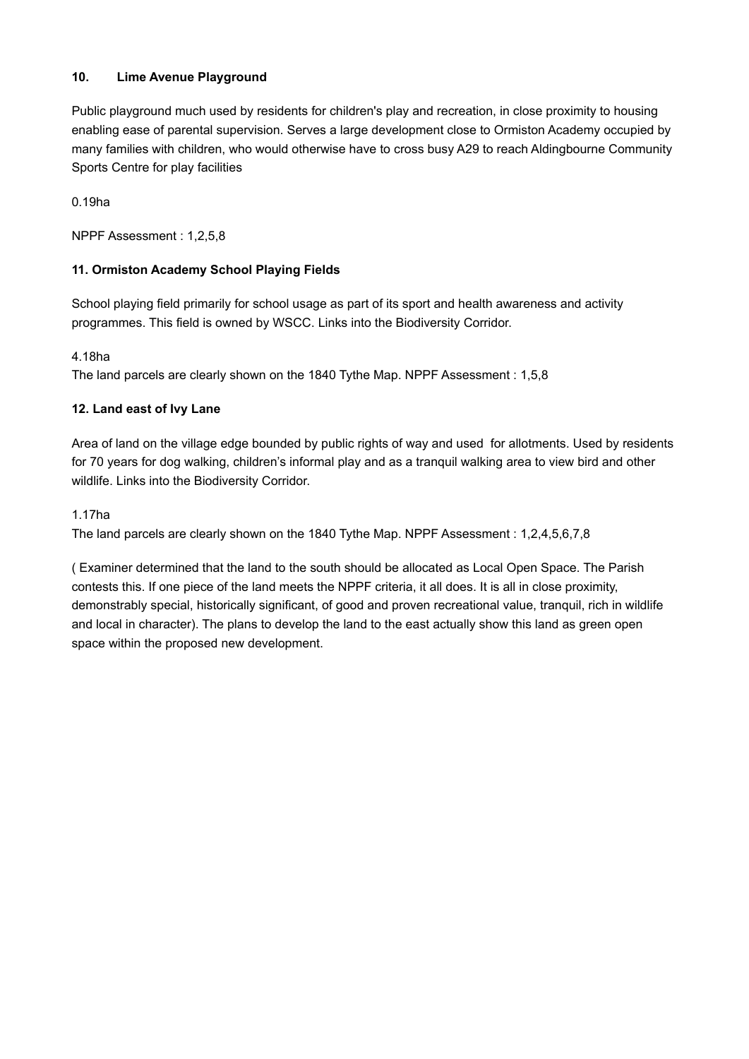### 10. Lime Avenue Playground

Public playground much used by residents for children's play and recreation, in close proximity to housing enabling ease of parental supervision. Serves a large development close to Ormiston Academy occupied by many families with children, who would otherwise have to cross busy A29 to reach Aldingbourne Community Sports Centre for play facilities

0.19ha

NPPF Assessment : 1,2,5,8

### 11. Ormiston Academy School Playing Fields

School playing field primarily for school usage as part of its sport and health awareness and activity programmes. This field is owned by WSCC. Links into the Biodiversity Corridor.

4.18ha
The land parcels are clearly shown on the 1840 Tythe Map. NPPF Assessment : 1,5,8

### 12. Land east of Ivy Lane

Area of land on the village edge bounded by public rights of way and used for allotments. Used by residents for 70 years for dog walking, children's informal play and as a tranquil walking area to view bird and other wildlife. Links into the Biodiversity Corridor.

1.17ha
The land parcels are clearly shown on the 1840 Tythe Map. NPPF Assessment : 1,2,4,5,6,7,8

( Examiner determined that the land to the south should be allocated as Local Open Space. The Parish contests this. If one piece of the land meets the NPPF criteria, it all does. It is all in close proximity, demonstrably special, historically significant, of good and proven recreational value, tranquil, rich in wildlife and local in character). The plans to develop the land to the east actually show this land as green open space within the proposed new development.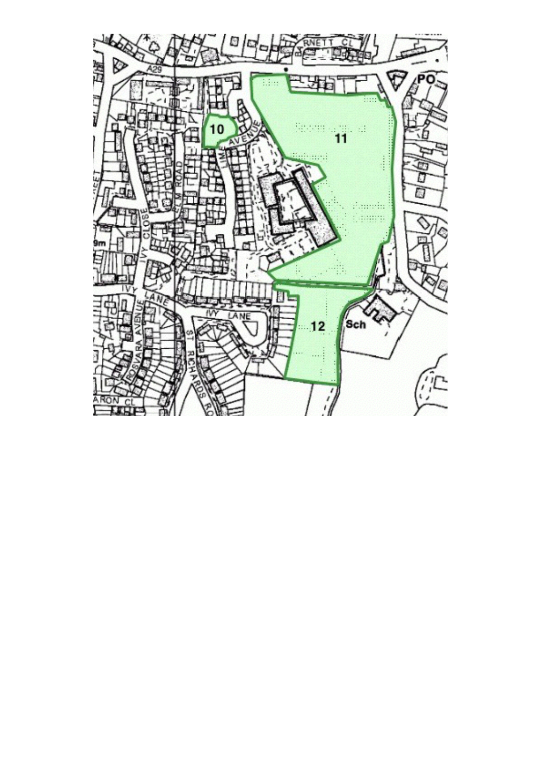RNETT CL

A29

PO

10

11

LIME AVENUE

IVY CLOSE

9m

IVY LANE

IVY LANE

12

Sch

ROSVARA AVENUE

ST RICHARDS RD

ARON CL